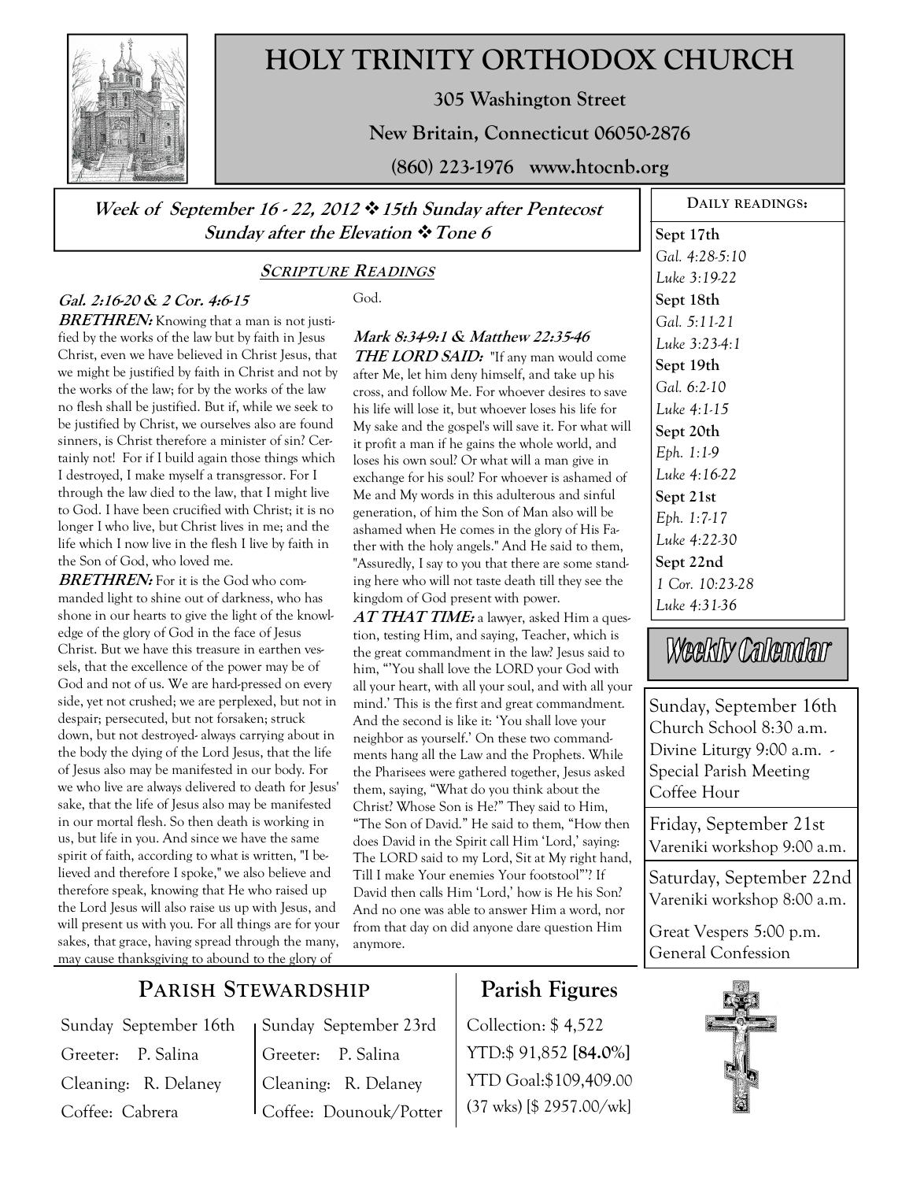# HOLY TRINITY ORTHODOX CHURCH

**305 Washington Street**

**New Britain, Connecticut 06050-2876**

**(860) 223-1976 www.htocnb.org**

***Week of September 16 - 22, 2012 ❖ 15th Sunday after Pentecost***
***Sunday after the Elevation ❖ Tone 6***

## SCRIPTURE READINGS

***Gal. 2:16-20 & 2 Cor. 4:6-15***

***BRETHREN:*** Knowing that a man is not justified by the works of the law but by faith in Jesus Christ, even we have believed in Christ Jesus, that we might be justified by faith in Christ and not by the works of the law; for by the works of the law no flesh shall be justified. But if, while we seek to be justified by Christ, we ourselves also are found sinners, is Christ therefore a minister of sin? Certainly not! For if I build again those things which I destroyed, I make myself a transgressor. For I through the law died to the law, that I might live to God. I have been crucified with Christ; it is no longer I who live, but Christ lives in me; and the life which I now live in the flesh I live by faith in the Son of God, who loved me.

***BRETHREN:*** For it is the God who commanded light to shine out of darkness, who has shone in our hearts to give the light of the knowledge of the glory of God in the face of Jesus Christ. But we have this treasure in earthen vessels, that the excellence of the power may be of God and not of us. We are hard-pressed on every side, yet not crushed; we are perplexed, but not in despair; persecuted, but not forsaken; struck down, but not destroyed- always carrying about in the body the dying of the Lord Jesus, that the life of Jesus also may be manifested in our body. For we who live are always delivered to death for Jesus' sake, that the life of Jesus also may be manifested in our mortal flesh. So then death is working in us, but life in you. And since we have the same spirit of faith, according to what is written, "I believed and therefore I spoke," we also believe and therefore speak, knowing that He who raised up the Lord Jesus will also raise us up with Jesus, and will present us with you. For all things are for your sakes, that grace, having spread through the many, may cause thanksgiving to abound to the glory of God.

***Mark 8:34-9:1 & Matthew 22:35-46***

***THE LORD SAID:*** "If any man would come after Me, let him deny himself, and take up his cross, and follow Me. For whoever desires to save his life will lose it, but whoever loses his life for My sake and the gospel's will save it. For what will it profit a man if he gains the whole world, and loses his own soul? Or what will a man give in exchange for his soul? For whoever is ashamed of Me and My words in this adulterous and sinful generation, of him the Son of Man also will be ashamed when He comes in the glory of His Father with the holy angels." And He said to them, "Assuredly, I say to you that there are some standing here who will not taste death till they see the kingdom of God present with power.

***AT THAT TIME:*** a lawyer, asked Him a question, testing Him, and saying, Teacher, which is the great commandment in the law? Jesus said to him, "'You shall love the LORD your God with all your heart, with all your soul, and with all your mind.' This is the first and great commandment. And the second is like it: 'You shall love your neighbor as yourself.' On these two commandments hang all the Law and the Prophets. While the Pharisees were gathered together, Jesus asked them, saying, "What do you think about the Christ? Whose Son is He?" They said to Him, "The Son of David." He said to them, "How then does David in the Spirit call Him 'Lord,' saying: The LORD said to my Lord, Sit at My right hand, Till I make Your enemies Your footstool"'? If David then calls Him 'Lord,' how is He his Son? And no one was able to answer Him a word, nor from that day on did anyone dare question Him anymore.

## DAILY READINGS:

**Sept 17th**
*Gal. 4:28-5:10*
*Luke 3:19-22*

**Sept 18th**
*Gal. 5:11-21*
*Luke 3:23-4:1*

**Sept 19th**
*Gal. 6:2-10*
*Luke 4:1-15*

**Sept 20th**
*Eph. 1:1-9*
*Luke 4:16-22*

**Sept 21st**
*Eph. 1:7-17*
*Luke 4:22-30*

**Sept 22nd**
*1 Cor. 10:23-28*
*Luke 4:31-36*

## Weekly Calendar

**Sunday, September 16th**
Church School 8:30 a.m.
Divine Liturgy 9:00 a.m. - Special Parish Meeting
Coffee Hour

**Friday, September 21st**
Vareniki workshop 9:00 a.m.

**Saturday, September 22nd**
Vareniki workshop 8:00 a.m.

Great Vespers 5:00 p.m.
General Confession

## PARISH STEWARDSHIP

| Sunday September 16th | Sunday September 23rd |
|---|---|
| Greeter: P. Salina | Greeter: P. Salina |
| Cleaning: R. Delaney | Cleaning: R. Delaney |
| Coffee: Cabrera | Coffee: Dounouk/Potter |

## Parish Figures

Collection: $ 4,522
YTD:$ 91,852 **[84.0%]**
YTD Goal:$109,409.00
(37 wks) [$ 2957.00/wk]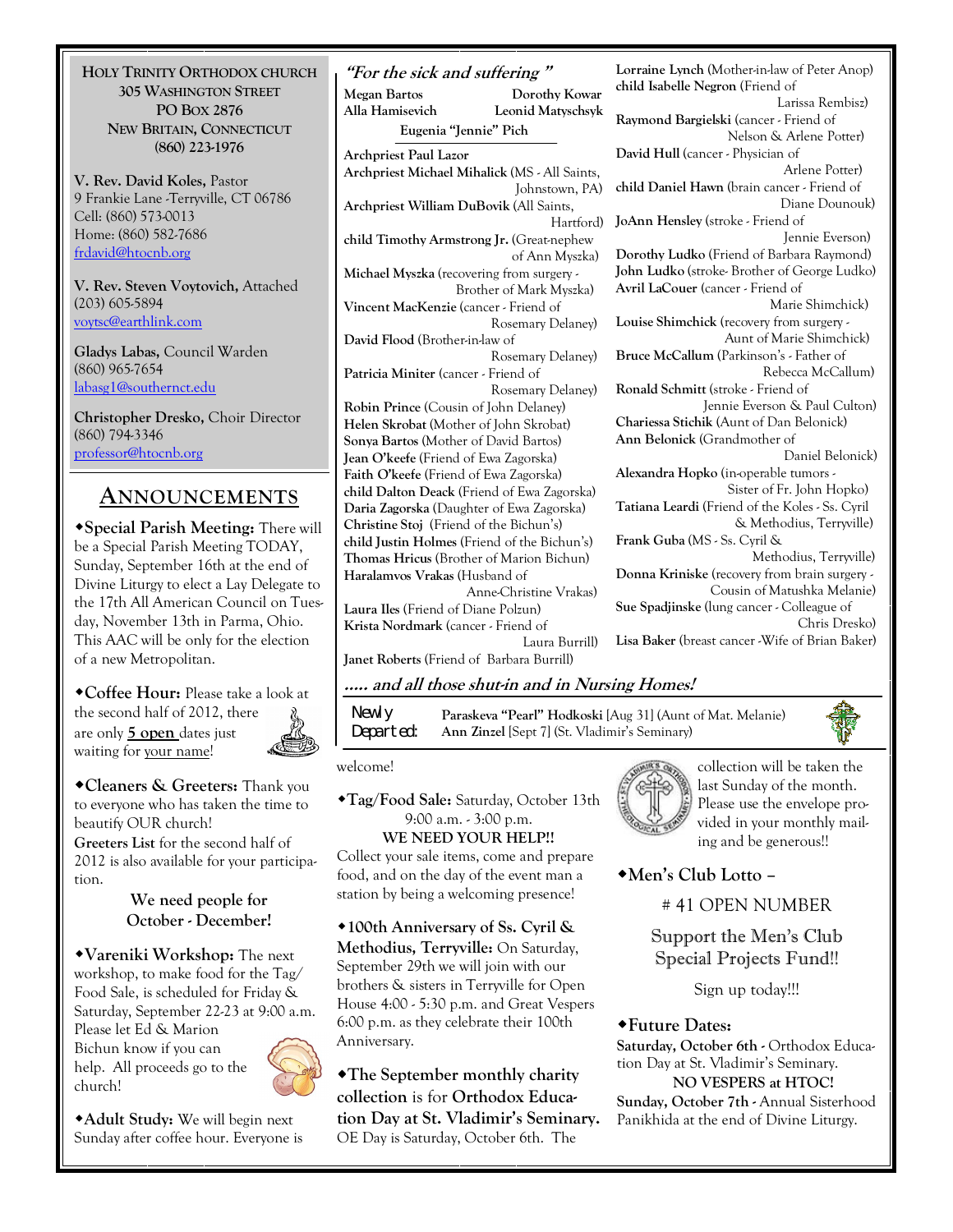**Holy Trinity Orthodox Church**
**305 Washington Street**
**PO Box 2876**
**New Britain, Connecticut**
**(860) 223-1976**

**V. Rev. David Koles,** Pastor
9 Frankie Lane -Terryville, CT 06786
Cell: (860) 573-0013
Home: (860) 582-7686
frdavid@htocnb.org

**V. Rev. Steven Voytovich,** Attached
(203) 605-5894
voytsc@earthlink.com

**Gladys Labas,** Council Warden
(860) 965-7654
labasg1@southernct.edu

**Christopher Dresko,** Choir Director
(860) 794-3346
professor@htocnb.org

# ANNOUNCEMENTS

◆**Special Parish Meeting:** There will be a Special Parish Meeting TODAY, Sunday, September 16th at the end of Divine Liturgy to elect a Lay Delegate to the 17th All American Council on Tuesday, November 13th in Parma, Ohio. This AAC will be only for the election of a new Metropolitan.

◆**Coffee Hour:** Please take a look at the second half of 2012, there are only 5 open dates just waiting for your name!

◆**Cleaners & Greeters:** Thank you to everyone who has taken the time to beautify OUR church!
**Greeters List** for the second half of 2012 is also available for your participation.

**We need people for October - December!**

◆**Vareniki Workshop:** The next workshop, to make food for the Tag/Food Sale, is scheduled for Friday & Saturday, September 22-23 at 9:00 a.m. Please let Ed & Marion Bichun know if you can help. All proceeds go to the church!

◆**Adult Study:** We will begin next Sunday after coffee hour. Everyone is welcome!

◆**Tag/Food Sale:** Saturday, October 13th 9:00 a.m. - 3:00 p.m.
**WE NEED YOUR HELP!!**
Collect your sale items, come and prepare food, and on the day of the event man a station by being a welcoming presence!

◆**100th Anniversary of Ss. Cyril & Methodius, Terryville:** On Saturday, September 29th we will join with our brothers & sisters in Terryville for Open House 4:00 - 5:30 p.m. and Great Vespers 6:00 p.m. as they celebrate their 100th Anniversary.

◆**The September monthly charity collection** is for **Orthodox Education Day at St. Vladimir's Seminary.** OE Day is Saturday, October 6th. The collection will be taken the last Sunday of the month. Please use the envelope provided in your monthly mailing and be generous!!

◆**Men's Club Lotto –**

# 41 OPEN NUMBER

Support the Men's Club Special Projects Fund!!

Sign up today!!!

◆**Future Dates:**
**Saturday, October 6th -** Orthodox Education Day at St. Vladimir's Seminary.
**NO VESPERS at HTOC!**
**Sunday, October 7th -** Annual Sisterhood Panikhida at the end of Divine Liturgy.

## *"For the sick and suffering"*

**Megan Bartos**
**Dorothy Kowar**
**Alla Hamisevich**
**Leonid Matyschsyk**
**Eugenia "Jennie" Pich**

**Archpriest Paul Lazor**
**Archpriest Michael Mihalick** (MS - All Saints, Johnstown, PA)
**Archpriest William DuBovik** (All Saints, Hartford)
**child Timothy Armstrong Jr.** (Great-nephew of Ann Myszka)
**Michael Myszka** (recovering from surgery - Brother of Mark Myszka)
**Vincent MacKenzie** (cancer - Friend of Rosemary Delaney)
**David Flood** (Brother-in-law of Rosemary Delaney)
**Patricia Miniter** (cancer - Friend of Rosemary Delaney)
**Robin Prince** (Cousin of John Delaney)
**Helen Skrobat** (Mother of John Skrobat)
**Sonya Bartos** (Mother of David Bartos)
**Jean O'keefe** (Friend of Ewa Zagorska)
**Faith O'keefe** (Friend of Ewa Zagorska)
**child Dalton Deack** (Friend of Ewa Zagorska)
**Daria Zagorska** (Daughter of Ewa Zagorska)
**Christine Stoj** (Friend of the Bichun's)
**child Justin Holmes** (Friend of the Bichun's)
**Thomas Hricus** (Brother of Marion Bichun)
**Haralamvos Vrakas** (Husband of Anne-Christine Vrakas)
**Laura Iles** (Friend of Diane Polzun)
**Krista Nordmark** (cancer - Friend of Laura Burrill)
**Janet Roberts** (Friend of Barbara Burrill)
**Lorraine Lynch** (Mother-in-law of Peter Anop)
**child Isabelle Negron** (Friend of Larissa Rembisz)
**Raymond Bargielski** (cancer - Friend of Nelson & Arlene Potter)
**David Hull** (cancer - Physician of Arlene Potter)
**child Daniel Hawn** (brain cancer - Friend of Diane Dounouk)
**JoAnn Hensley** (stroke - Friend of Jennie Everson)
**Dorothy Ludko** (Friend of Barbara Raymond)
**John Ludko** (stroke- Brother of George Ludko)
**Avril LaCouer** (cancer - Friend of Marie Shimchick)
**Louise Shimchick** (recovery from surgery - Aunt of Marie Shimchick)
**Bruce McCallum** (Parkinson's - Father of Rebecca McCallum)
**Ronald Schmitt** (stroke - Friend of Jennie Everson & Paul Culton)
**Chariessa Stichik** (Aunt of Dan Belonick)
**Ann Belonick** (Grandmother of Daniel Belonick)
**Alexandra Hopko** (in-operable tumors - Sister of Fr. John Hopko)
**Tatiana Leardi** (Friend of the Koles - Ss. Cyril & Methodius, Terryville)
**Frank Guba** (MS - Ss. Cyril & Methodius, Terryville)
**Donna Kriniske** (recovery from brain surgery - Cousin of Matushka Melanie)
**Sue Spadjinske** (lung cancer - Colleague of Chris Dresko)
**Lisa Baker** (breast cancer -Wife of Brian Baker)

***..... and all those shut-in and in Nursing Homes!***

Newly Departed:
**Paraskeva "Pearl" Hodkoski** [Aug 31] (Aunt of Mat. Melanie)
**Ann Zinzel** [Sept 7] (St. Vladimir's Seminary)